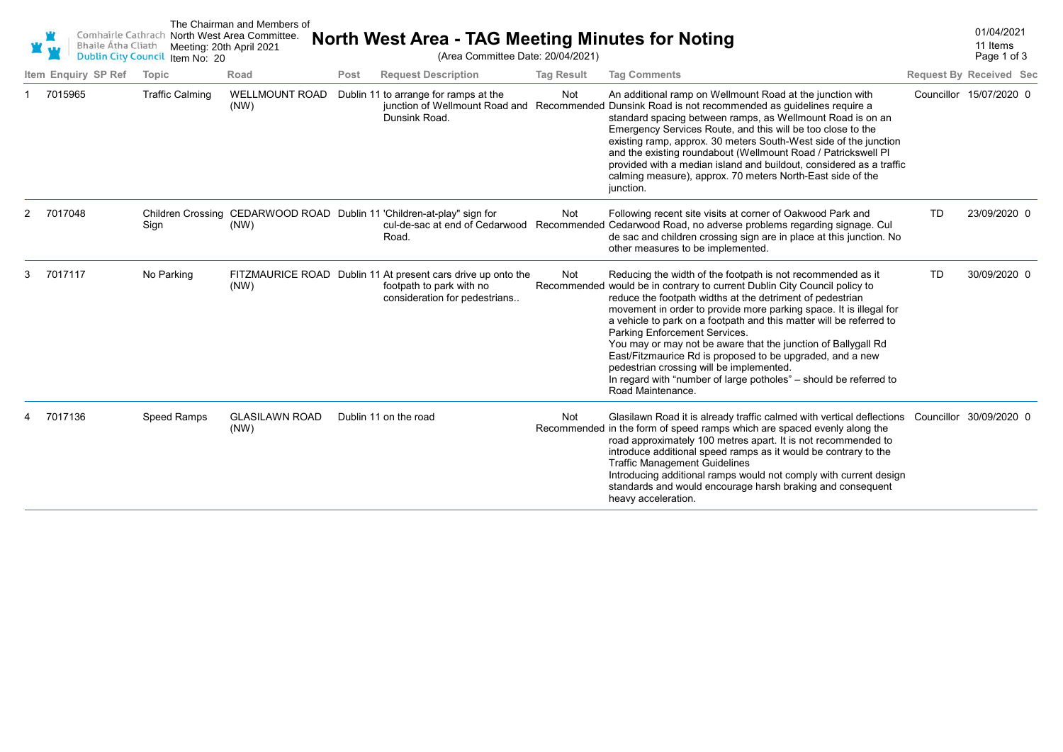Comhairle Cathrach Bhaile Átha Cliath
Dublin City Council

The Chairman and Members of North West Area Committee.
Meeting: 20th April 2021
Item No: 20

# North West Area - TAG Meeting Minutes for Noting

(Area Committee Date: 20/04/2021)

01/04/2021
11 Items

| Item | Enquiry | SP Ref | Topic | Road | Post | Request Description | Tag Result | Tag Comments | Request By | Received | Sec |
|---|---|---|---|---|---|---|---|---|---|---|---|
| 1 | 7015965 | | Traffic Calming | WELLMOUNT ROAD (NW) | Dublin 11 | to arrange for ramps at the junction of Wellmount Road and Dunsink Road. | Not Recommended | An additional ramp on Wellmount Road at the junction with Dunsink Road is not recommended as guidelines require a standard spacing between ramps, as Wellmount Road is on an Emergency Services Route, and this will be too close to the existing ramp, approx. 30 meters South-West side of the junction and the existing roundabout (Wellmount Road / Patrickswell Pl provided with a median island and buildout, considered as a traffic calming measure), approx. 70 meters North-East side of the junction. | Councillor | 15/07/2020 | 0 |
| 2 | 7017048 | | Children Crossing Sign | CEDARWOOD ROAD (NW) | Dublin 11 | 'Children-at-play" sign for cul-de-sac at end of Cedarwood Road. | Not Recommended | Following recent site visits at corner of Oakwood Park and Cedarwood Road, no adverse problems regarding signage. Cul de sac and children crossing sign are in place at this junction. No other measures to be implemented. | TD | 23/09/2020 | 0 |
| 3 | 7017117 | | No Parking | FITZMAURICE ROAD (NW) | Dublin 11 | At present cars drive up onto the footpath to park with no consideration for pedestrians.. | Not Recommended | Reducing the width of the footpath is not recommended as it would be in contrary to current Dublin City Council policy to reduce the footpath widths at the detriment of pedestrian movement in order to provide more parking space. It is illegal for a vehicle to park on a footpath and this matter will be referred to Parking Enforcement Services.<br>You may or may not be aware that the junction of Ballygall Rd East/Fitzmaurice Rd is proposed to be upgraded, and a new pedestrian crossing will be implemented.<br>In regard with "number of large potholes" – should be referred to Road Maintenance. | TD | 30/09/2020 | 0 |
| 4 | 7017136 | | Speed Ramps | GLASILAWN ROAD (NW) | Dublin 11 | on the road | Not Recommended | Glasilawn Road it is already traffic calmed with vertical deflections in the form of speed ramps which are spaced evenly along the road approximately 100 metres apart. It is not recommended to introduce additional speed ramps as it would be contrary to the Traffic Management Guidelines<br>Introducing additional ramps would not comply with current design standards and would encourage harsh braking and consequent heavy acceleration. | Councillor | 30/09/2020 | 0 |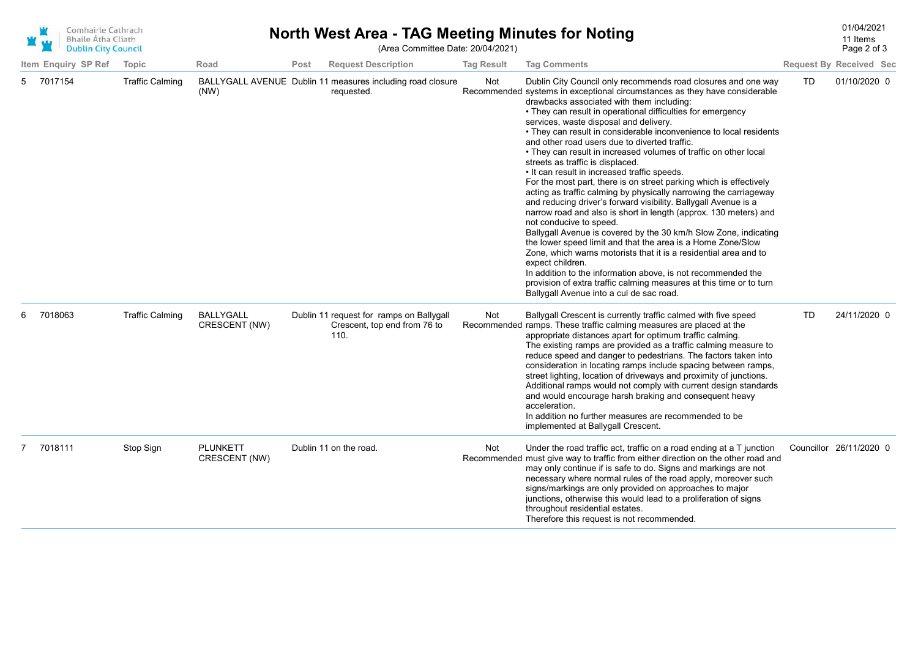# North West Area - TAG Meeting Minutes for Noting

(Area Committee Date: 20/04/2021)

01/04/2021
11 Items

| Item | Enquiry | SP Ref | Topic | Road | Post | Request Description | Tag Result | Tag Comments | Request By | Received | Sec |
|---|---|---|---|---|---|---|---|---|---|---|---|
| 5 | 7017154 | | Traffic Calming | BALLYGALL AVENUE (NW) | Dublin 11 | measures including road closure requested. | Not Recommended | Dublin City Council only recommends road closures and one way systems in exceptional circumstances as they have considerable drawbacks associated with them including:<br>• They can result in operational difficulties for emergency services, waste disposal and delivery.<br>• They can result in considerable inconvenience to local residents and other road users due to diverted traffic.<br>• They can result in increased volumes of traffic on other local streets as traffic is displaced.<br>• It can result in increased traffic speeds.<br>For the most part, there is on street parking which is effectively acting as traffic calming by physically narrowing the carriageway and reducing driver's forward visibility. Ballygall Avenue is a narrow road and also is short in length (approx. 130 meters) and not conducive to speed.<br>Ballygall Avenue is covered by the 30 km/h Slow Zone, indicating the lower speed limit and that the area is a Home Zone/Slow Zone, which warns motorists that it is a residential area and to expect children.<br>In addition to the information above, is not recommended the provision of extra traffic calming measures at this time or to turn Ballygall Avenue into a cul de sac road. | TD | 01/10/2020 | 0 |
| 6 | 7018063 | | Traffic Calming | BALLYGALL CRESCENT (NW) | Dublin 11 | request for ramps on Ballygall Crescent, top end from 76 to 110. | Not Recommended | Ballygall Crescent is currently traffic calmed with five speed ramps. These traffic calming measures are placed at the appropriate distances apart for optimum traffic calming.<br>The existing ramps are provided as a traffic calming measure to reduce speed and danger to pedestrians. The factors taken into consideration in locating ramps include spacing between ramps, street lighting, location of driveways and proximity of junctions. Additional ramps would not comply with current design standards and would encourage harsh braking and consequent heavy acceleration.<br>In addition no further measures are recommended to be implemented at Ballygall Crescent. | TD | 24/11/2020 | 0 |
| 7 | 7018111 | | Stop Sign | PLUNKETT CRESCENT (NW) | Dublin 11 | on the road. | Not Recommended | Under the road traffic act, traffic on a road ending at a T junction must give way to traffic from either direction on the other road and may only continue if is safe to do. Signs and markings are not necessary where normal rules of the road apply, moreover such signs/markings are only provided on approaches to major junctions, otherwise this would lead to a proliferation of signs throughout residential estates.<br>Therefore this request is not recommended. | Councillor | 26/11/2020 | 0 |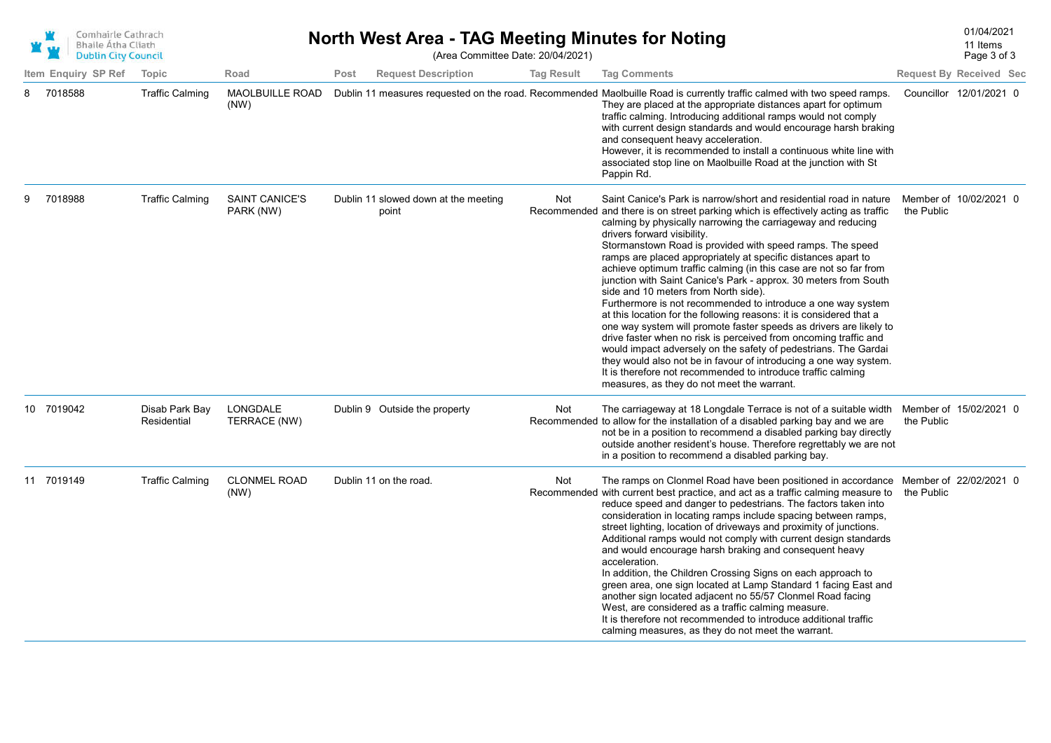# North West Area - TAG Meeting Minutes for Noting

(Area Committee Date: 20/04/2021)

01/04/2021
11 Items

| Item | Enquiry | SP Ref | Topic | Road | Post | Request Description | Tag Result | Tag Comments | Request By | Received | Sec |
|---|---|---|---|---|---|---|---|---|---|---|---|
| 8 | 7018588 | | Traffic Calming | MAOLBUILLE ROAD (NW) | Dublin 11 | measures requested on the road. | Recommended | Maolbuille Road is currently traffic calmed with two speed ramps. They are placed at the appropriate distances apart for optimum traffic calming. Introducing additional ramps would not comply with current design standards and would encourage harsh braking and consequent heavy acceleration. However, it is recommended to install a continuous white line with associated stop line on Maolbuille Road at the junction with St Pappin Rd. | Councillor | 12/01/2021 | 0 |
| 9 | 7018988 | | Traffic Calming | SAINT CANICE'S PARK (NW) | Dublin 11 | slowed down at the meeting point | Not Recommended | Saint Canice's Park is narrow/short and residential road in nature and there is on street parking which is effectively acting as traffic calming by physically narrowing the carriageway and reducing drivers forward visibility. Stormanstown Road is provided with speed ramps. The speed ramps are placed appropriately at specific distances apart to achieve optimum traffic calming (in this case are not so far from junction with Saint Canice's Park - approx. 30 meters from South side and 10 meters from North side). Furthermore is not recommended to introduce a one way system at this location for the following reasons: it is considered that a one way system will promote faster speeds as drivers are likely to drive faster when no risk is perceived from oncoming traffic and would impact adversely on the safety of pedestrians. The Gardai they would also not be in favour of introducing a one way system. It is therefore not recommended to introduce traffic calming measures, as they do not meet the warrant. | Member of the Public | 10/02/2021 | 0 |
| 10 | 7019042 | | Disab Park Bay Residential | LONGDALE TERRACE (NW) | Dublin 9 | Outside the property | Not Recommended | The carriageway at 18 Longdale Terrace is not of a suitable width to allow for the installation of a disabled parking bay and we are not be in a position to recommend a disabled parking bay directly outside another resident's house. Therefore regrettably we are not in a position to recommend a disabled parking bay. | Member of the Public | 15/02/2021 | 0 |
| 11 | 7019149 | | Traffic Calming | CLONMEL ROAD (NW) | Dublin 11 | on the road. | Not Recommended | The ramps on Clonmel Road have been positioned in accordance with current best practice, and act as a traffic calming measure to reduce speed and danger to pedestrians. The factors taken into consideration in locating ramps include spacing between ramps, street lighting, location of driveways and proximity of junctions. Additional ramps would not comply with current design standards and would encourage harsh braking and consequent heavy acceleration. In addition, the Children Crossing Signs on each approach to green area, one sign located at Lamp Standard 1 facing East and another sign located adjacent no 55/57 Clonmel Road facing West, are considered as a traffic calming measure. It is therefore not recommended to introduce additional traffic calming measures, as they do not meet the warrant. | Member of the Public | 22/02/2021 | 0 |